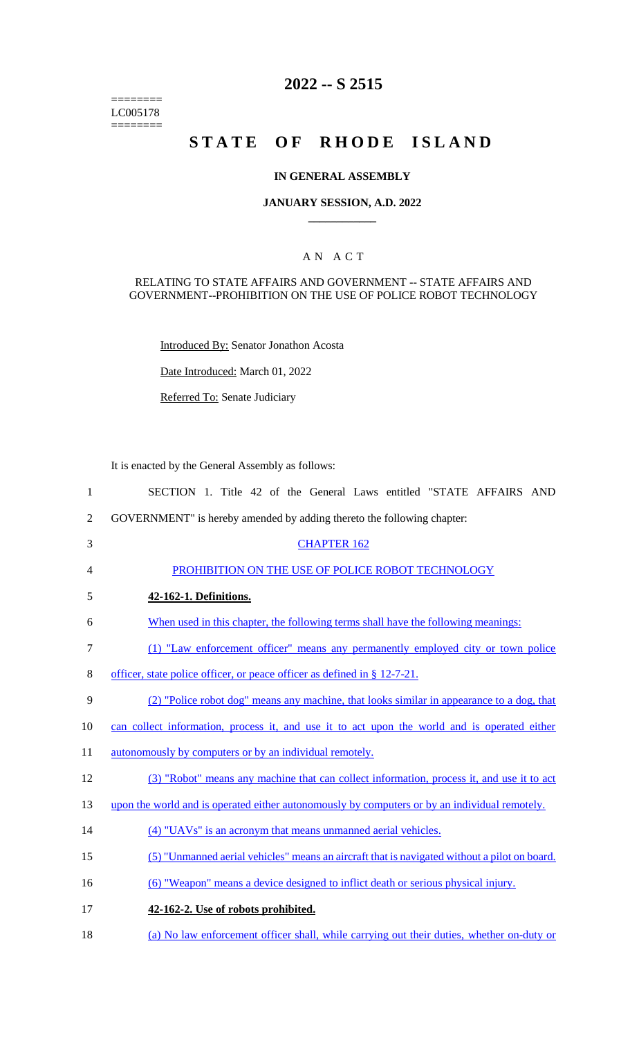========
LC005178
========

# 2022 -- S 2515

# STATE OF RHODE ISLAND

## IN GENERAL ASSEMBLY

### JANUARY SESSION, A.D. 2022

---

### A N A C T

RELATING TO STATE AFFAIRS AND GOVERNMENT -- STATE AFFAIRS AND GOVERNMENT--PROHIBITION ON THE USE OF POLICE ROBOT TECHNOLOGY

Introduced By: Senator Jonathon Acosta

Date Introduced: March 01, 2022

Referred To: Senate Judiciary

It is enacted by the General Assembly as follows:

1 SECTION 1. Title 42 of the General Laws entitled "STATE AFFAIRS AND
2 GOVERNMENT" is hereby amended by adding thereto the following chapter:

3 CHAPTER 162

4 PROHIBITION ON THE USE OF POLICE ROBOT TECHNOLOGY

5 **42-162-1. Definitions.**

6 When used in this chapter, the following terms shall have the following meanings:

7 (1) "Law enforcement officer" means any permanently employed city or town police
8 officer, state police officer, or peace officer as defined in § 12-7-21.

9 (2) "Police robot dog" means any machine, that looks similar in appearance to a dog, that
10 can collect information, process it, and use it to act upon the world and is operated either
11 autonomously by computers or by an individual remotely.

12 (3) "Robot" means any machine that can collect information, process it, and use it to act
13 upon the world and is operated either autonomously by computers or by an individual remotely.

14 (4) "UAVs" is an acronym that means unmanned aerial vehicles.

15 (5) "Unmanned aerial vehicles" means an aircraft that is navigated without a pilot on board.

16 (6) "Weapon" means a device designed to inflict death or serious physical injury.

17 **42-162-2. Use of robots prohibited.**

18 (a) No law enforcement officer shall, while carrying out their duties, whether on-duty or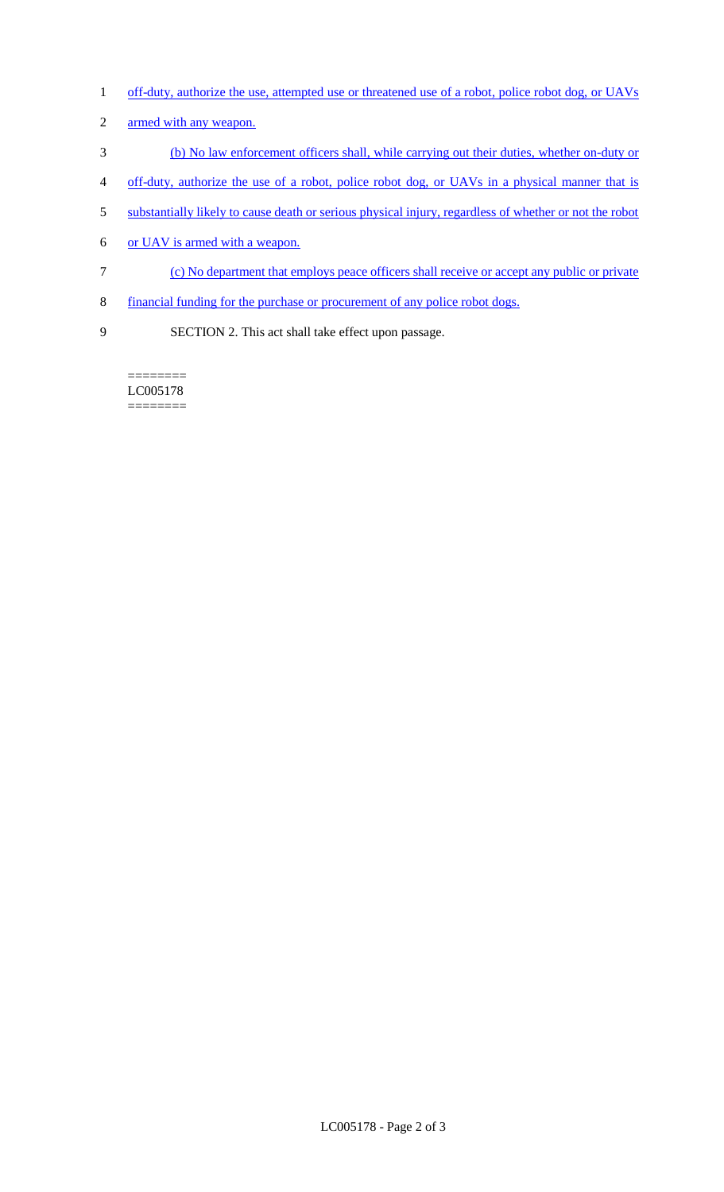off-duty, authorize the use, attempted use or threatened use of a robot, police robot dog, or UAVs armed with any weapon.

(b) No law enforcement officers shall, while carrying out their duties, whether on-duty or off-duty, authorize the use of a robot, police robot dog, or UAVs in a physical manner that is substantially likely to cause death or serious physical injury, regardless of whether or not the robot or UAV is armed with a weapon.

(c) No department that employs peace officers shall receive or accept any public or private financial funding for the purchase or procurement of any police robot dogs.

SECTION 2. This act shall take effect upon passage.

========
LC005178
========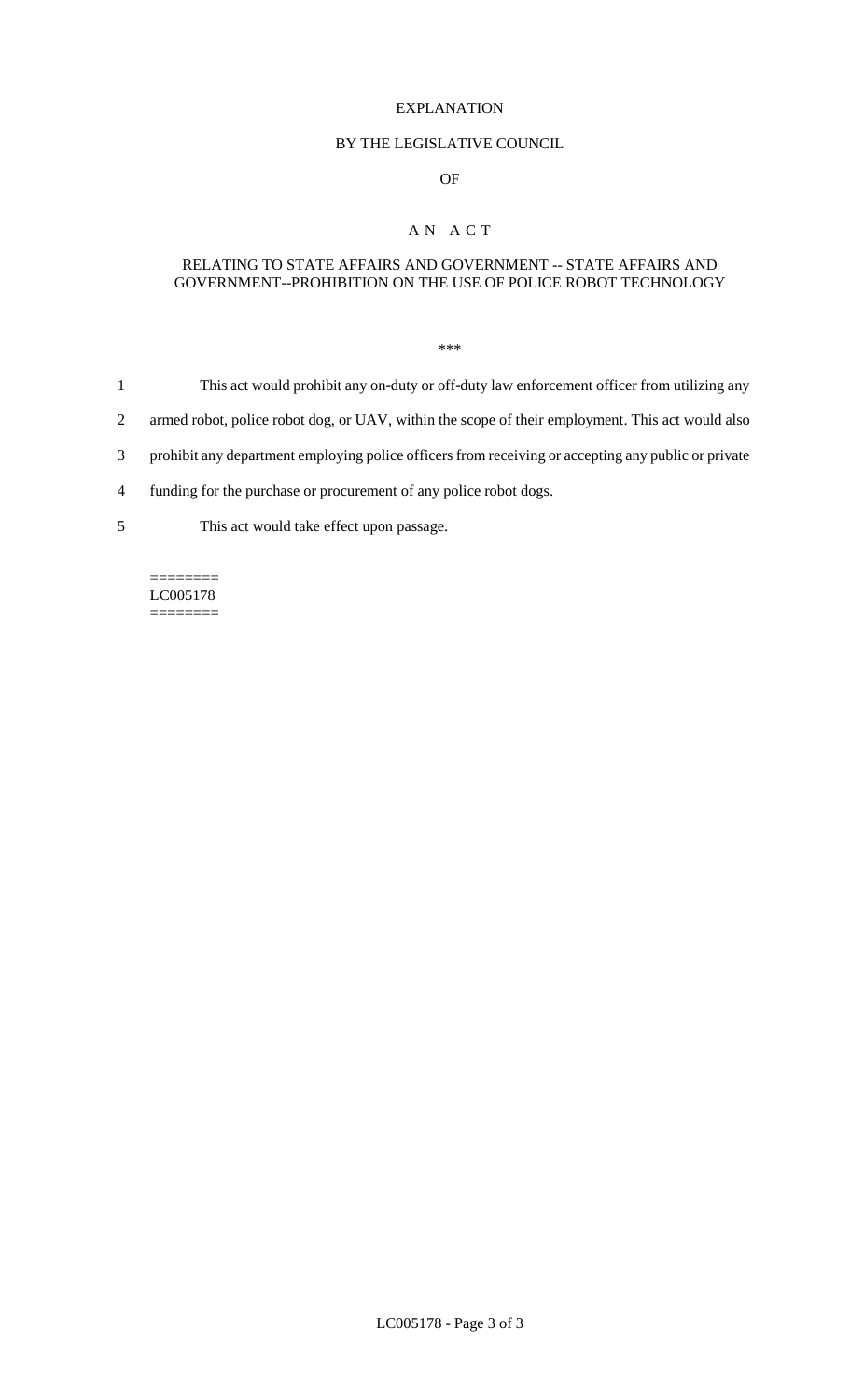EXPLANATION

BY THE LEGISLATIVE COUNCIL

OF

# A N A C T

RELATING TO STATE AFFAIRS AND GOVERNMENT -- STATE AFFAIRS AND GOVERNMENT--PROHIBITION ON THE USE OF POLICE ROBOT TECHNOLOGY

\*\*\*

1 This act would prohibit any on-duty or off-duty law enforcement officer from utilizing any
2 armed robot, police robot dog, or UAV, within the scope of their employment. This act would also
3 prohibit any department employing police officers from receiving or accepting any public or private
4 funding for the purchase or procurement of any police robot dogs.
5 This act would take effect upon passage.

========
LC005178
========